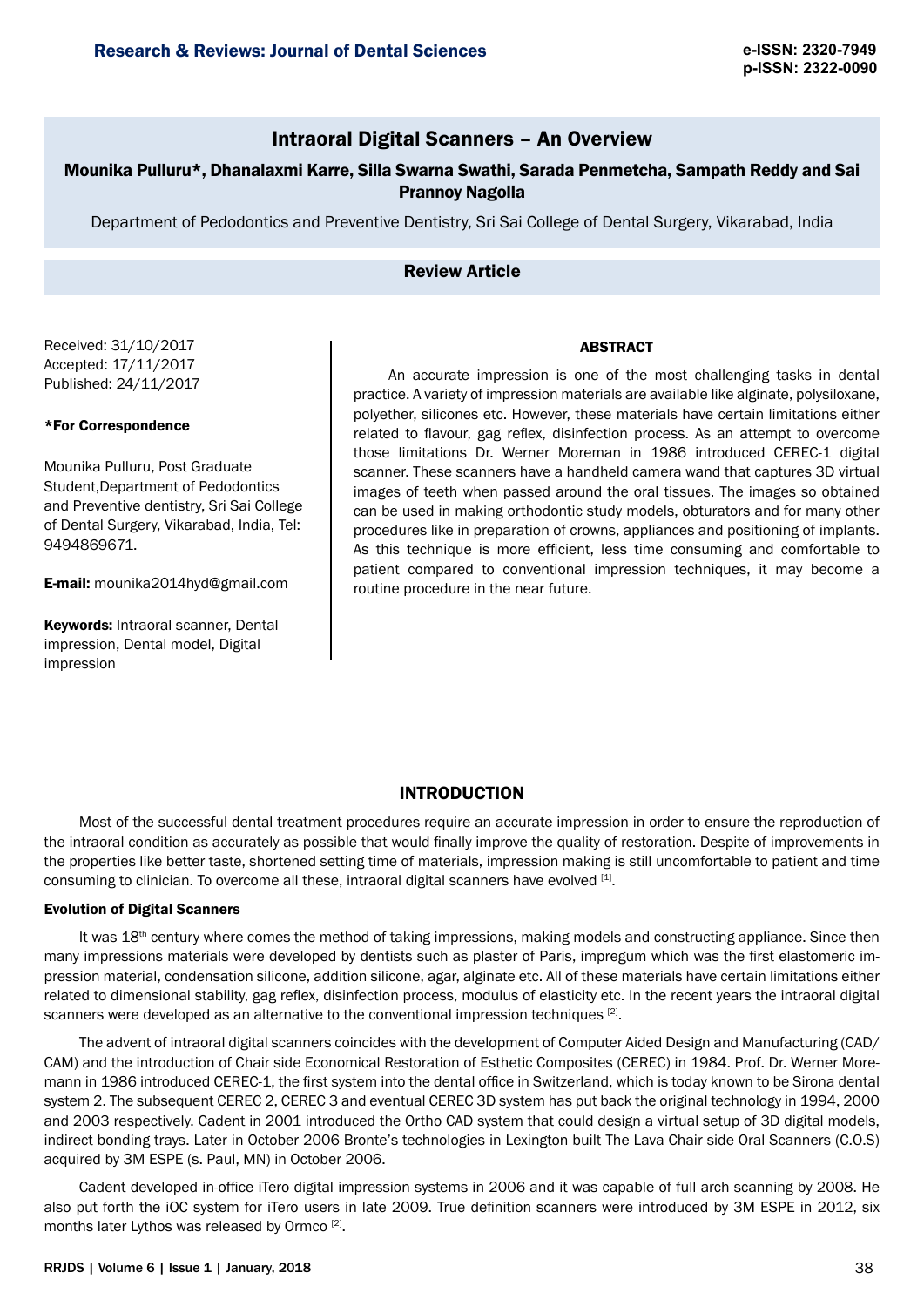# Intraoral Digital Scanners – An Overview

**Mounika Pulluru*, Dhanalaxmi Karre, Silla Swarna Swathi, Sarada Penmetcha, Sampath Reddy and Sai Prannoy Nagolla**

Department of Pedodontics and Preventive Dentistry, Sri Sai College of Dental Surgery, Vikarabad, India

**Review Article**

Received: 31/10/2017
Accepted: 17/11/2017
Published: 24/11/2017

**\*For Correspondence**

Mounika Pulluru, Post Graduate Student,Department of Pedodontics and Preventive dentistry, Sri Sai College of Dental Surgery, Vikarabad, India, Tel: 9494869671.

**E-mail:** mounika2014hyd@gmail.com

**Keywords:** Intraoral scanner, Dental impression, Dental model, Digital impression

## ABSTRACT

An accurate impression is one of the most challenging tasks in dental practice. A variety of impression materials are available like alginate, polysiloxane, polyether, silicones etc. However, these materials have certain limitations either related to flavour, gag reflex, disinfection process. As an attempt to overcome those limitations Dr. Werner Moreman in 1986 introduced CEREC-1 digital scanner. These scanners have a handheld camera wand that captures 3D virtual images of teeth when passed around the oral tissues. The images so obtained can be used in making orthodontic study models, obturators and for many other procedures like in preparation of crowns, appliances and positioning of implants. As this technique is more efficient, less time consuming and comfortable to patient compared to conventional impression techniques, it may become a routine procedure in the near future.

## INTRODUCTION

Most of the successful dental treatment procedures require an accurate impression in order to ensure the reproduction of the intraoral condition as accurately as possible that would finally improve the quality of restoration. Despite of improvements in the properties like better taste, shortened setting time of materials, impression making is still uncomfortable to patient and time consuming to clinician. To overcome all these, intraoral digital scanners have evolved [1].

### Evolution of Digital Scanners

It was 18th century where comes the method of taking impressions, making models and constructing appliance. Since then many impressions materials were developed by dentists such as plaster of Paris, impregum which was the first elastomeric impression material, condensation silicone, addition silicone, agar, alginate etc. All of these materials have certain limitations either related to dimensional stability, gag reflex, disinfection process, modulus of elasticity etc. In the recent years the intraoral digital scanners were developed as an alternative to the conventional impression techniques [2].

The advent of intraoral digital scanners coincides with the development of Computer Aided Design and Manufacturing (CAD/CAM) and the introduction of Chair side Economical Restoration of Esthetic Composites (CEREC) in 1984. Prof. Dr. Werner Moremann in 1986 introduced CEREC-1, the first system into the dental office in Switzerland, which is today known to be Sirona dental system 2. The subsequent CEREC 2, CEREC 3 and eventual CEREC 3D system has put back the original technology in 1994, 2000 and 2003 respectively. Cadent in 2001 introduced the Ortho CAD system that could design a virtual setup of 3D digital models, indirect bonding trays. Later in October 2006 Bronte's technologies in Lexington built The Lava Chair side Oral Scanners (C.O.S) acquired by 3M ESPE (s. Paul, MN) in October 2006.

Cadent developed in-office iTero digital impression systems in 2006 and it was capable of full arch scanning by 2008. He also put forth the iOC system for iTero users in late 2009. True definition scanners were introduced by 3M ESPE in 2012, six months later Lythos was released by Ormco [2].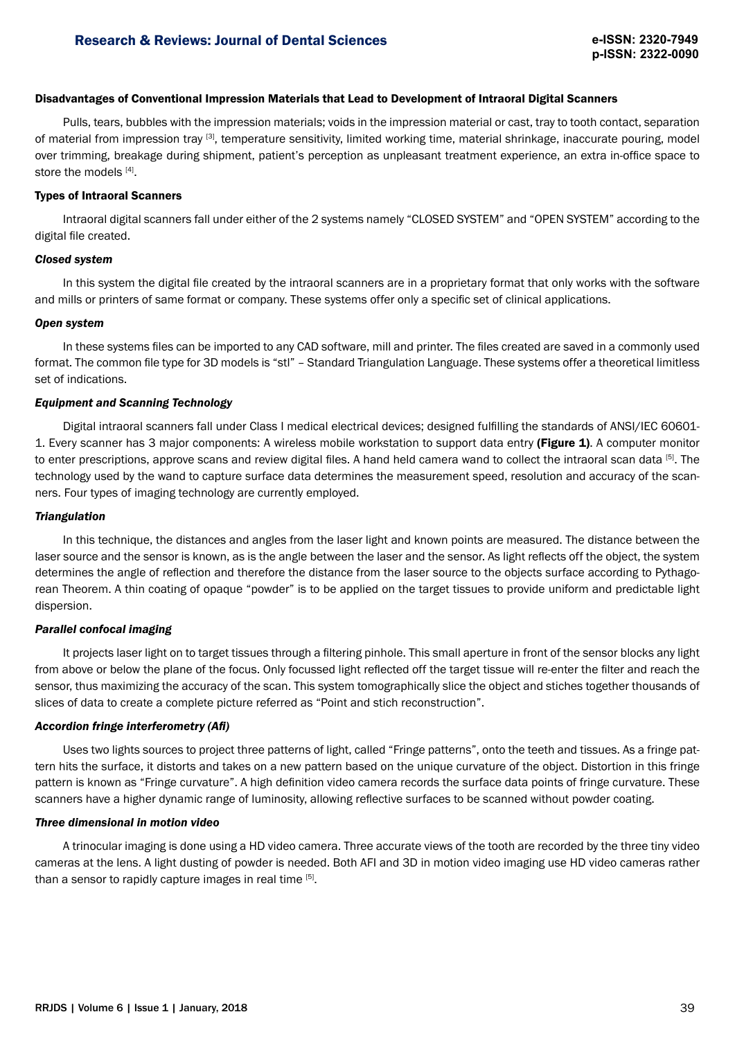### Disadvantages of Conventional Impression Materials that Lead to Development of Intraoral Digital Scanners

Pulls, tears, bubbles with the impression materials; voids in the impression material or cast, tray to tooth contact, separation of material from impression tray [3], temperature sensitivity, limited working time, material shrinkage, inaccurate pouring, model over trimming, breakage during shipment, patient's perception as unpleasant treatment experience, an extra in-office space to store the models [4].

### Types of Intraoral Scanners

Intraoral digital scanners fall under either of the 2 systems namely "CLOSED SYSTEM" and "OPEN SYSTEM" according to the digital file created.

#### *Closed system*

In this system the digital file created by the intraoral scanners are in a proprietary format that only works with the software and mills or printers of same format or company. These systems offer only a specific set of clinical applications.

#### *Open system*

In these systems files can be imported to any CAD software, mill and printer. The files created are saved in a commonly used format. The common file type for 3D models is "stl" – Standard Triangulation Language. These systems offer a theoretical limitless set of indications.

#### *Equipment and Scanning Technology*

Digital intraoral scanners fall under Class I medical electrical devices; designed fulfilling the standards of ANSI/IEC 60601-1. Every scanner has 3 major components: A wireless mobile workstation to support data entry **(Figure 1)**. A computer monitor to enter prescriptions, approve scans and review digital files. A hand held camera wand to collect the intraoral scan data [5]. The technology used by the wand to capture surface data determines the measurement speed, resolution and accuracy of the scanners. Four types of imaging technology are currently employed.

#### *Triangulation*

In this technique, the distances and angles from the laser light and known points are measured. The distance between the laser source and the sensor is known, as is the angle between the laser and the sensor. As light reflects off the object, the system determines the angle of reflection and therefore the distance from the laser source to the objects surface according to Pythagorean Theorem. A thin coating of opaque "powder" is to be applied on the target tissues to provide uniform and predictable light dispersion.

#### *Parallel confocal imaging*

It projects laser light on to target tissues through a filtering pinhole. This small aperture in front of the sensor blocks any light from above or below the plane of the focus. Only focussed light reflected off the target tissue will re-enter the filter and reach the sensor, thus maximizing the accuracy of the scan. This system tomographically slice the object and stiches together thousands of slices of data to create a complete picture referred as "Point and stich reconstruction".

#### *Accordion fringe interferometry (Afi)*

Uses two lights sources to project three patterns of light, called "Fringe patterns", onto the teeth and tissues. As a fringe pattern hits the surface, it distorts and takes on a new pattern based on the unique curvature of the object. Distortion in this fringe pattern is known as "Fringe curvature". A high definition video camera records the surface data points of fringe curvature. These scanners have a higher dynamic range of luminosity, allowing reflective surfaces to be scanned without powder coating.

#### *Three dimensional in motion video*

A trinocular imaging is done using a HD video camera. Three accurate views of the tooth are recorded by the three tiny video cameras at the lens. A light dusting of powder is needed. Both AFI and 3D in motion video imaging use HD video cameras rather than a sensor to rapidly capture images in real time [5].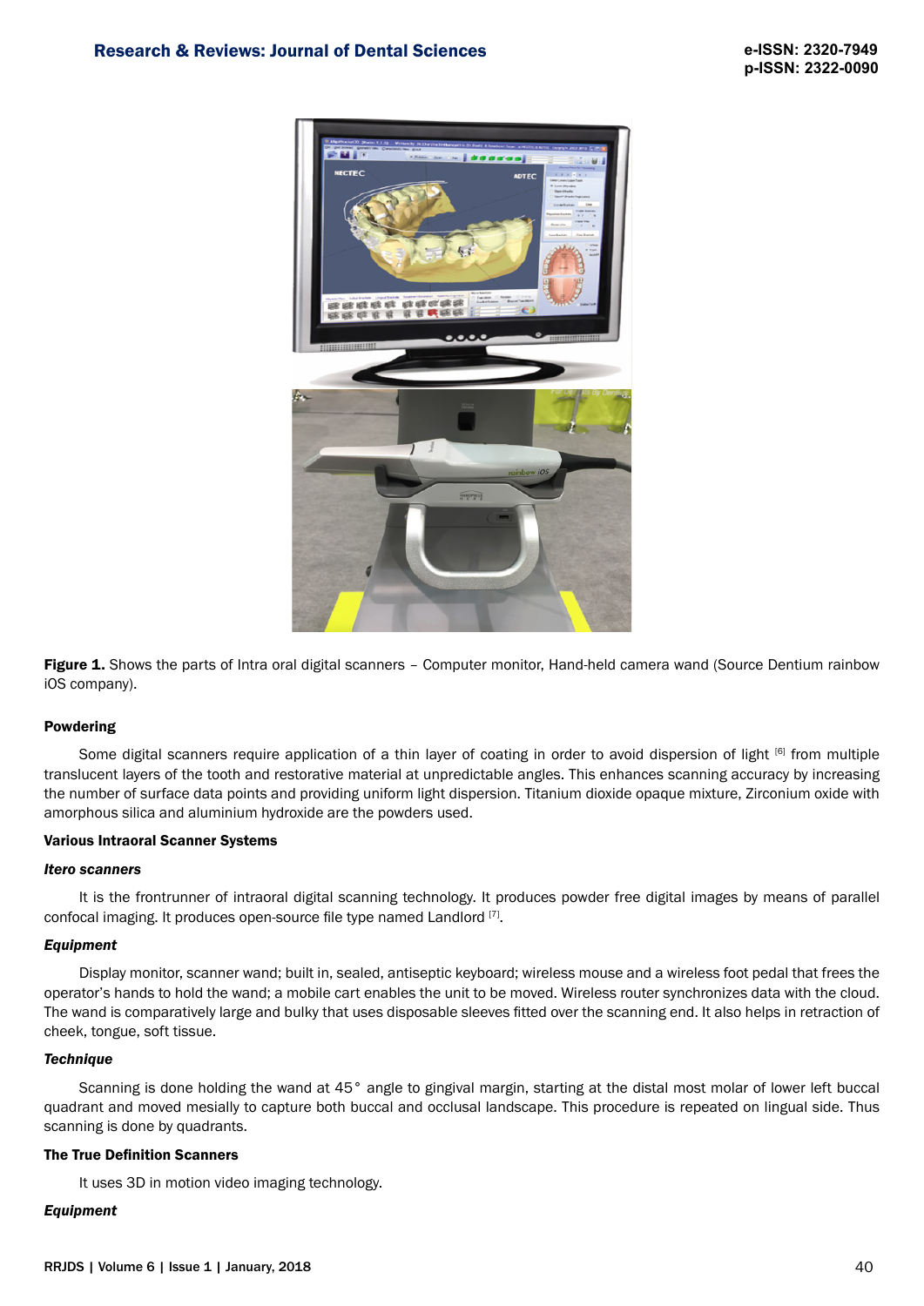**Figure 1.** Shows the parts of Intra oral digital scanners – Computer monitor, Hand-held camera wand (Source Dentium rainbow iOS company).

**Powdering**

Some digital scanners require application of a thin layer of coating in order to avoid dispersion of light [6] from multiple translucent layers of the tooth and restorative material at unpredictable angles. This enhances scanning accuracy by increasing the number of surface data points and providing uniform light dispersion. Titanium dioxide opaque mixture, Zirconium oxide with amorphous silica and aluminium hydroxide are the powders used.

**Various Intraoral Scanner Systems**

***Itero scanners***

It is the frontrunner of intraoral digital scanning technology. It produces powder free digital images by means of parallel confocal imaging. It produces open-source file type named Landlord [7].

***Equipment***

Display monitor, scanner wand; built in, sealed, antiseptic keyboard; wireless mouse and a wireless foot pedal that frees the operator's hands to hold the wand; a mobile cart enables the unit to be moved. Wireless router synchronizes data with the cloud. The wand is comparatively large and bulky that uses disposable sleeves fitted over the scanning end. It also helps in retraction of cheek, tongue, soft tissue.

***Technique***

Scanning is done holding the wand at 45° angle to gingival margin, starting at the distal most molar of lower left buccal quadrant and moved mesially to capture both buccal and occlusal landscape. This procedure is repeated on lingual side. Thus scanning is done by quadrants.

**The True Definition Scanners**

It uses 3D in motion video imaging technology.

***Equipment***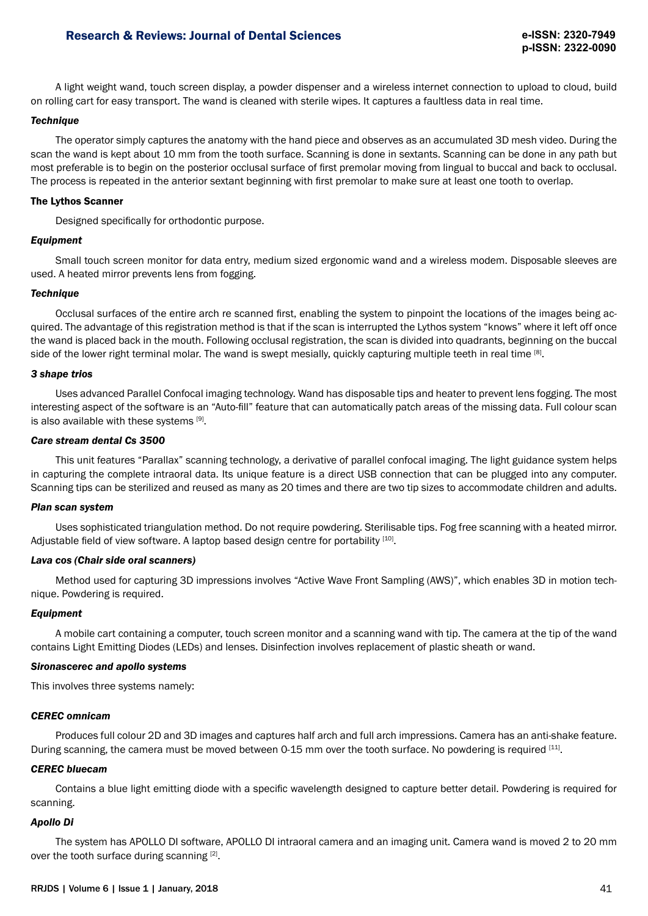A light weight wand, touch screen display, a powder dispenser and a wireless internet connection to upload to cloud, build on rolling cart for easy transport. The wand is cleaned with sterile wipes. It captures a faultless data in real time.

***Technique***

The operator simply captures the anatomy with the hand piece and observes as an accumulated 3D mesh video. During the scan the wand is kept about 10 mm from the tooth surface. Scanning is done in sextants. Scanning can be done in any path but most preferable is to begin on the posterior occlusal surface of first premolar moving from lingual to buccal and back to occlusal. The process is repeated in the anterior sextant beginning with first premolar to make sure at least one tooth to overlap.

**The Lythos Scanner**

Designed specifically for orthodontic purpose.

***Equipment***

Small touch screen monitor for data entry, medium sized ergonomic wand and a wireless modem. Disposable sleeves are used. A heated mirror prevents lens from fogging.

***Technique***

Occlusal surfaces of the entire arch re scanned first, enabling the system to pinpoint the locations of the images being acquired. The advantage of this registration method is that if the scan is interrupted the Lythos system "knows" where it left off once the wand is placed back in the mouth. Following occlusal registration, the scan is divided into quadrants, beginning on the buccal side of the lower right terminal molar. The wand is swept mesially, quickly capturing multiple teeth in real time [8].

***3 shape trios***

Uses advanced Parallel Confocal imaging technology. Wand has disposable tips and heater to prevent lens fogging. The most interesting aspect of the software is an "Auto-fill" feature that can automatically patch areas of the missing data. Full colour scan is also available with these systems [9].

***Care stream dental Cs 3500***

This unit features "Parallax" scanning technology, a derivative of parallel confocal imaging. The light guidance system helps in capturing the complete intraoral data. Its unique feature is a direct USB connection that can be plugged into any computer. Scanning tips can be sterilized and reused as many as 20 times and there are two tip sizes to accommodate children and adults.

***Plan scan system***

Uses sophisticated triangulation method. Do not require powdering. Sterilisable tips. Fog free scanning with a heated mirror. Adjustable field of view software. A laptop based design centre for portability [10].

***Lava cos (Chair side oral scanners)***

Method used for capturing 3D impressions involves "Active Wave Front Sampling (AWS)", which enables 3D in motion technique. Powdering is required.

***Equipment***

A mobile cart containing a computer, touch screen monitor and a scanning wand with tip. The camera at the tip of the wand contains Light Emitting Diodes (LEDs) and lenses. Disinfection involves replacement of plastic sheath or wand.

***Sironascerec and apollo systems***

This involves three systems namely:

***CEREC omnicam***

Produces full colour 2D and 3D images and captures half arch and full arch impressions. Camera has an anti-shake feature. During scanning, the camera must be moved between 0-15 mm over the tooth surface. No powdering is required [11].

***CEREC bluecam***

Contains a blue light emitting diode with a specific wavelength designed to capture better detail. Powdering is required for scanning.

***Apollo Di***

The system has APOLLO DI software, APOLLO DI intraoral camera and an imaging unit. Camera wand is moved 2 to 20 mm over the tooth surface during scanning [2].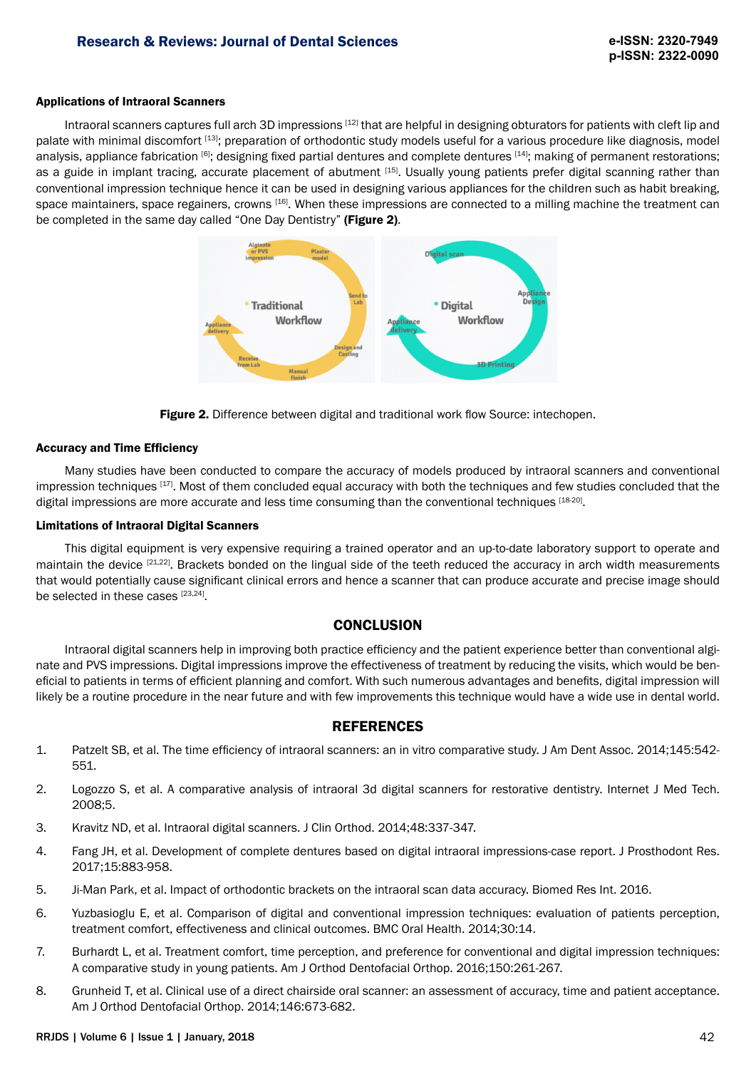### Applications of Intraoral Scanners

Intraoral scanners captures full arch 3D impressions [12] that are helpful in designing obturators for patients with cleft lip and palate with minimal discomfort [13]; preparation of orthodontic study models useful for a various procedure like diagnosis, model analysis, appliance fabrication [6]; designing fixed partial dentures and complete dentures [14]; making of permanent restorations; as a guide in implant tracing, accurate placement of abutment [15]. Usually young patients prefer digital scanning rather than conventional impression technique hence it can be used in designing various appliances for the children such as habit breaking, space maintainers, space regainers, crowns [16]. When these impressions are connected to a milling machine the treatment can be completed in the same day called "One Day Dentistry" **(Figure 2)**.

**Figure 2.** Difference between digital and traditional work flow Source: intechopen.

### Accuracy and Time Efficiency

Many studies have been conducted to compare the accuracy of models produced by intraoral scanners and conventional impression techniques [17]. Most of them concluded equal accuracy with both the techniques and few studies concluded that the digital impressions are more accurate and less time consuming than the conventional techniques [18-20].

### Limitations of Intraoral Digital Scanners

This digital equipment is very expensive requiring a trained operator and an up-to-date laboratory support to operate and maintain the device [21,22]. Brackets bonded on the lingual side of the teeth reduced the accuracy in arch width measurements that would potentially cause significant clinical errors and hence a scanner that can produce accurate and precise image should be selected in these cases [23,24].

## CONCLUSION

Intraoral digital scanners help in improving both practice efficiency and the patient experience better than conventional alginate and PVS impressions. Digital impressions improve the effectiveness of treatment by reducing the visits, which would be beneficial to patients in terms of efficient planning and comfort. With such numerous advantages and benefits, digital impression will likely be a routine procedure in the near future and with few improvements this technique would have a wide use in dental world.

## REFERENCES

1. Patzelt SB, et al. The time efficiency of intraoral scanners: an in vitro comparative study. J Am Dent Assoc. 2014;145:542-551.
2. Logozzo S, et al. A comparative analysis of intraoral 3d digital scanners for restorative dentistry. Internet J Med Tech. 2008;5.
3. Kravitz ND, et al. Intraoral digital scanners. J Clin Orthod. 2014;48:337-347.
4. Fang JH, et al. Development of complete dentures based on digital intraoral impressions-case report. J Prosthodont Res. 2017;15:883-958.
5. Ji-Man Park, et al. Impact of orthodontic brackets on the intraoral scan data accuracy. Biomed Res Int. 2016.
6. Yuzbasioglu E, et al. Comparison of digital and conventional impression techniques: evaluation of patients perception, treatment comfort, effectiveness and clinical outcomes. BMC Oral Health. 2014;30:14.
7. Burhardt L, et al. Treatment comfort, time perception, and preference for conventional and digital impression techniques: A comparative study in young patients. Am J Orthod Dentofacial Orthop. 2016;150:261-267.
8. Grunheid T, et al. Clinical use of a direct chairside oral scanner: an assessment of accuracy, time and patient acceptance. Am J Orthod Dentofacial Orthop. 2014;146:673-682.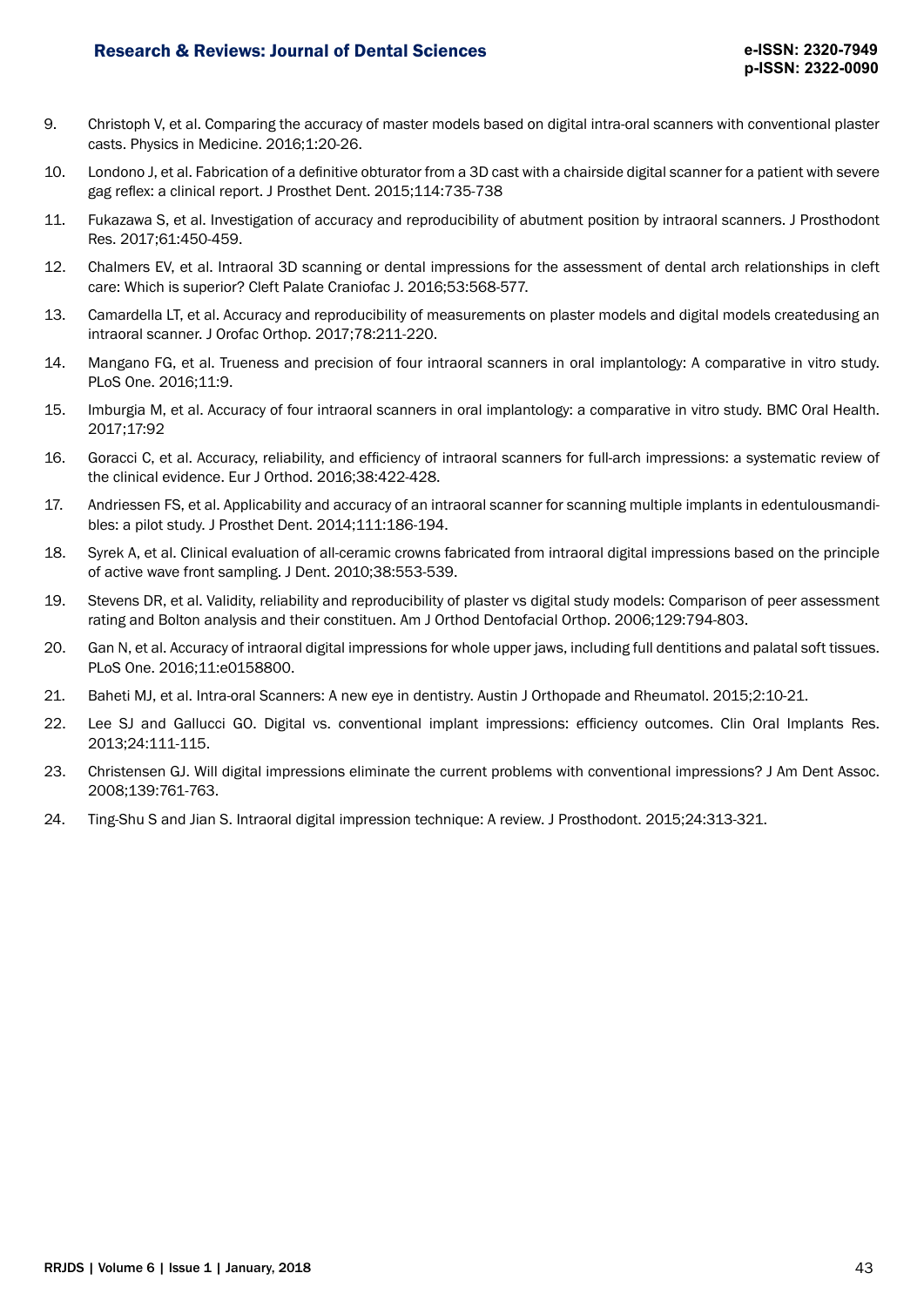9. Christoph V, et al. Comparing the accuracy of master models based on digital intra-oral scanners with conventional plaster casts. Physics in Medicine. 2016;1:20-26.

10. Londono J, et al. Fabrication of a definitive obturator from a 3D cast with a chairside digital scanner for a patient with severe gag reflex: a clinical report. J Prosthet Dent. 2015;114:735-738

11. Fukazawa S, et al. Investigation of accuracy and reproducibility of abutment position by intraoral scanners. J Prosthodont Res. 2017;61:450-459.

12. Chalmers EV, et al. Intraoral 3D scanning or dental impressions for the assessment of dental arch relationships in cleft care: Which is superior? Cleft Palate Craniofac J. 2016;53:568-577.

13. Camardella LT, et al. Accuracy and reproducibility of measurements on plaster models and digital models createdusing an intraoral scanner. J Orofac Orthop. 2017;78:211-220.

14. Mangano FG, et al. Trueness and precision of four intraoral scanners in oral implantology: A comparative in vitro study. PLoS One. 2016;11:9.

15. Imburgia M, et al. Accuracy of four intraoral scanners in oral implantology: a comparative in vitro study. BMC Oral Health. 2017;17:92

16. Goracci C, et al. Accuracy, reliability, and efficiency of intraoral scanners for full-arch impressions: a systematic review of the clinical evidence. Eur J Orthod. 2016;38:422-428.

17. Andriessen FS, et al. Applicability and accuracy of an intraoral scanner for scanning multiple implants in edentulousmandibles: a pilot study. J Prosthet Dent. 2014;111:186-194.

18. Syrek A, et al. Clinical evaluation of all-ceramic crowns fabricated from intraoral digital impressions based on the principle of active wave front sampling. J Dent. 2010;38:553-539.

19. Stevens DR, et al. Validity, reliability and reproducibility of plaster vs digital study models: Comparison of peer assessment rating and Bolton analysis and their constituen. Am J Orthod Dentofacial Orthop. 2006;129:794-803.

20. Gan N, et al. Accuracy of intraoral digital impressions for whole upper jaws, including full dentitions and palatal soft tissues. PLoS One. 2016;11:e0158800.

21. Baheti MJ, et al. Intra-oral Scanners: A new eye in dentistry. Austin J Orthopade and Rheumatol. 2015;2:10-21.

22. Lee SJ and Gallucci GO. Digital vs. conventional implant impressions: efficiency outcomes. Clin Oral Implants Res. 2013;24:111-115.

23. Christensen GJ. Will digital impressions eliminate the current problems with conventional impressions? J Am Dent Assoc. 2008;139:761-763.

24. Ting-Shu S and Jian S. Intraoral digital impression technique: A review. J Prosthodont. 2015;24:313-321.